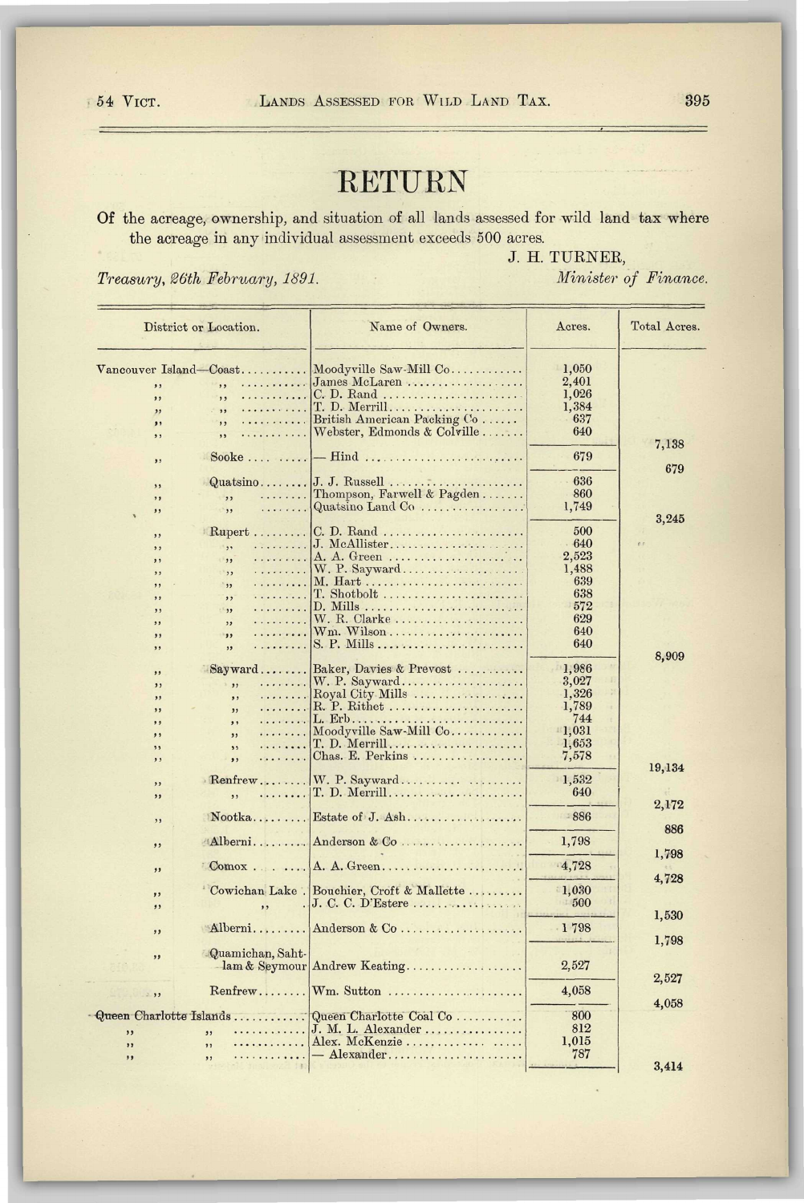# RETURN

Of the acreage, ownership, and situation of all lands assessed for wild land tax where the acreage in any individual assessment exceeds 500 acres.

J. H. TURNER,
*Minister of Finance.*

*Treasury, 26th February, 1891.*

| District or Location. | Name of Owners. | Acres. | Total Acres. |
|---|---|---|---|
| Vancouver Island—Coast | Moodyville Saw-Mill Co | 1,050 | |
| " " | James McLaren | 2,401 | |
| " " | C. D. Rand | 1,026 | |
| " " | T. D. Merrill | 1,384 | |
| " " | British American Packing Co | 637 | |
| " " | Webster, Edmonds & Colville | 640 | |
| | | | 7,138 |
| " Sooke | — Hind | 679 | |
| | | | 679 |
| " Quatsino | J. J. Russell | 636 | |
| " " | Thompson, Farwell & Pagden | 860 | |
| " " | Quatsino Land Co | 1,749 | |
| | | | 3,245 |
| " Rupert | C. D. Rand | 500 | |
| " " | J. McAllister | 640 | |
| " " | A. A. Green | 2,523 | |
| " " | W. P. Sayward | 1,488 | |
| " " | M. Hart | 639 | |
| " " | T. Shotbolt | 638 | |
| " " | D. Mills | 572 | |
| " " | W. R. Clarke | 629 | |
| " " | Wm. Wilson | 640 | |
| " " | S. P. Mills | 640 | |
| | | | 8,909 |
| " Sayward | Baker, Davies & Prevost | 1,986 | |
| " " | W. P. Sayward | 3,027 | |
| " " | Royal City Mills | 1,326 | |
| " " | R. P. Rithet | 1,789 | |
| " " | L. Erb | 744 | |
| " " | Moodyville Saw-Mill Co | 1,031 | |
| " " | T. D. Merrill | 1,653 | |
| " " | Chas. E. Perkins | 7,578 | |
| | | | 19,134 |
| " Renfrew | W. P. Sayward | 1,532 | |
| " " | T. D. Merrill | 640 | |
| | | | 2,172 |
| " Nootka | Estate of J. Ash | 886 | |
| | | | 886 |
| " Alberni | Anderson & Co | 1,798 | |
| | | | 1,798 |
| " Comox | A. A. Green | 4,728 | |
| | | | 4,728 |
| " Cowichan Lake | Bouchier, Croft & Mallette | 1,030 | |
| " " | J. C. C. D'Estere | 500 | |
| | | | 1,530 |
| " Alberni | Anderson & Co | 1 798 | |
| | | | 1,798 |
| " Quamichan, Sahtlam & Seymour | Andrew Keating | 2,527 | |
| | | | 2,527 |
| " Renfrew | Wm. Sutton | 4,058 | |
| | | | 4,058 |
| Queen Charlotte Islands | Queen Charlotte Coal Co | 800 | |
| " " | J. M. L. Alexander | 812 | |
| " " | Alex. McKenzie | 1,015 | |
| " " | — Alexander | 787 | |
| | | | 3,414 |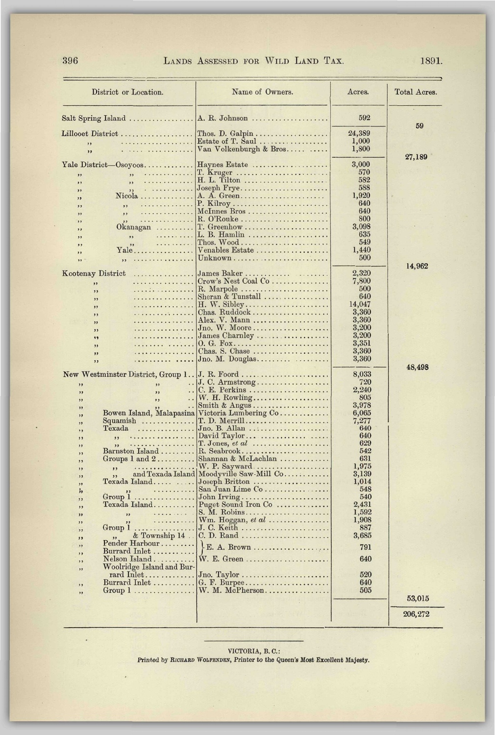| District or Location. | Name of Owners. | Acres. | Total Acres. |
|---|---|---|---|
| Salt Spring Island | A. R. Johnson | 592 | 59 |
| Lillooet District | Thos. D. Galpin | 24,389 | |
| ,, | Estate of T. Saul | 1,000 | |
| ,, | Van Volkenburgh & Bros | 1,800 | 27,189 |
| Yale District—Osoyoos | Haynes Estate | 3,000 | |
| ,, ,, | T. Kruger | 570 | |
| ,, ,, | H. L. Tilton | 582 | |
| ,, ,, | Joseph Frye | 588 | |
| ,, Nicola | A. A. Green | 1,920 | |
| ,, ,, | P. Kilroy | 640 | |
| ,, ,, | McInnes Bros | 640 | |
| ,, ,, | R. O'Rouke | 800 | |
| ,, Okanagan | T. Greenhow | 3,098 | |
| ,, ,, | L. B. Hamlin | 635 | |
| ,, ,, | Thos. Wood | 549 | |
| ,, Yale | Venables Estate | 1,440 | |
| ,, ,, | Unknown | 500 | 14,962 |
| Kootenay District | James Baker | 2,320 | |
| ,, | Crow's Nest Coal Co | 7,800 | |
| ,, | R. Marpole | 500 | |
| ,, | Sheran & Tunstall | 640 | |
| ,, | H. W. Sibley | 14,047 | |
| ,, | Chas. Ruddock | 3,360 | |
| ,, | Alex. V. Mann | 3,360 | |
| ,, | Jno. W. Moore | 3,200 | |
| ,, | James Charnley | 3,200 | |
| ,, | O. G. Fox | 3,351 | |
| ,, | Chas. S. Chase | 3,360 | |
| ,, | Jno. M. Douglas | 3,360 | 48,498 |
| New Westminster District, Group 1 | J. R. Foord | 8,033 | |
| ,, ,, | J. C. Armstrong | 720 | |
| ,, ,, | C. E. Perkins | 2,240 | |
| ,, ,, | W. H. Rowling | 805 | |
| ,, ,, | Smith & Angus | 3,978 | |
| ,, Bowen Island, Malapasina | Victoria Lumbering Co | 6,065 | |
| ,, Squamish | T. D. Merrill | 7,277 | |
| ,, Texada | Jno. B. Allan | 640 | |
| ,, ,, | David Taylor | 640 | |
| ,, ,, | T. Jones, *et al* | 629 | |
| ,, Barnston Island | R. Seabrook | 542 | |
| ,, Groups 1 and 2 | Shannan & McLachlan | 631 | |
| ,, ,, | W. P. Sayward | 1,975 | |
| ,, ,, and Texada Island | Moodyville Saw-Mill Co | 3,139 | |
| ,, Texada Island | Joseph Britton | 1,014 | |
| ,, ,, | San Juan Lime Co | 548 | |
| ,, Group 1 | John Irving | 540 | |
| ,, Texada Island | Puget Sound Iron Co | 2,431 | |
| ,, ,, | S. M. Robins | 1,592 | |
| ,, ,, | Wm. Hoggan, *et al* | 1,908 | |
| ,, Group 1 | J. C. Keith | 887 | |
| ,, ,, & Township 14 | C. D. Rand | 3,685 | |
| ,, Pender Harbour / ,, Burrard Inlet | E. A. Brown | 791 | |
| ,, Nelson Island | W. E. Green | 640 | |
| ,, Woolridge Island and Burrard Inlet | Jno. Taylor | 520 | |
| ,, Burrard Inlet | G. F. Burpee | 640 | |
| ,, Group 1 | W. M. McPherson | 505 | 53,015 |
| | | | 206,272 |

VICTORIA, B. C.:
*Printed by* RICHARD WOLFENDEN, *Printer to the Queen's Most Excellent Majesty.*